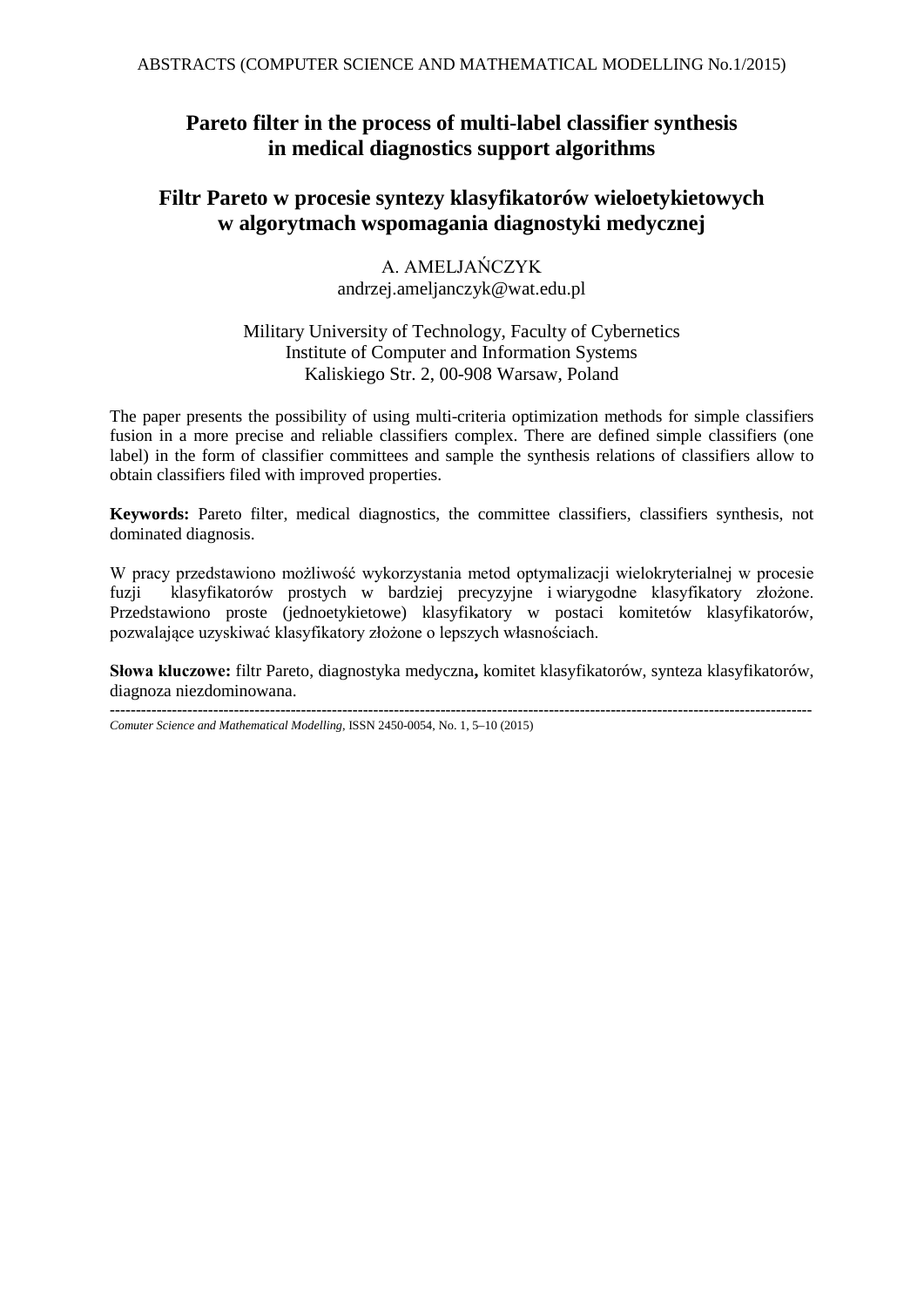# Pareto filter in the process of multi-label classifier synthesis in medical diagnostics support algorithms

# Filtr Pareto w procesie syntezy klasyfikatorów wieloetykietowych w algorytmach wspomagania diagnostyki medycznej

A. AMELJAŃCZYK
andrzej.ameljanczyk@wat.edu.pl

Military University of Technology, Faculty of Cybernetics
Institute of Computer and Information Systems
Kaliskiego Str. 2, 00-908 Warsaw, Poland

The paper presents the possibility of using multi-criteria optimization methods for simple classifiers fusion in a more precise and reliable classifiers complex. There are defined simple classifiers (one label) in the form of classifier committees and sample the synthesis relations of classifiers allow to obtain classifiers filed with improved properties.

**Keywords:** Pareto filter, medical diagnostics, the committee classifiers, classifiers synthesis, not dominated diagnosis.

W pracy przedstawiono możliwość wykorzystania metod optymalizacji wielokryterialnej w procesie fuzji klasyfikatorów prostych w bardziej precyzyjne i wiarygodne klasyfikatory złożone. Przedstawiono proste (jednoetykietowe) klasyfikatory w postaci komitetów klasyfikatorów, pozwalające uzyskiwać klasyfikatory złożone o lepszych własnościach.

**Słowa kluczowe:** filtr Pareto, diagnostyka medyczna**,** komitet klasyfikatorów, synteza klasyfikatorów, diagnoza niezdominowana.

---

*Comuter Science and Mathematical Modelling*, ISSN 2450-0054, No. 1, 5–10 (2015)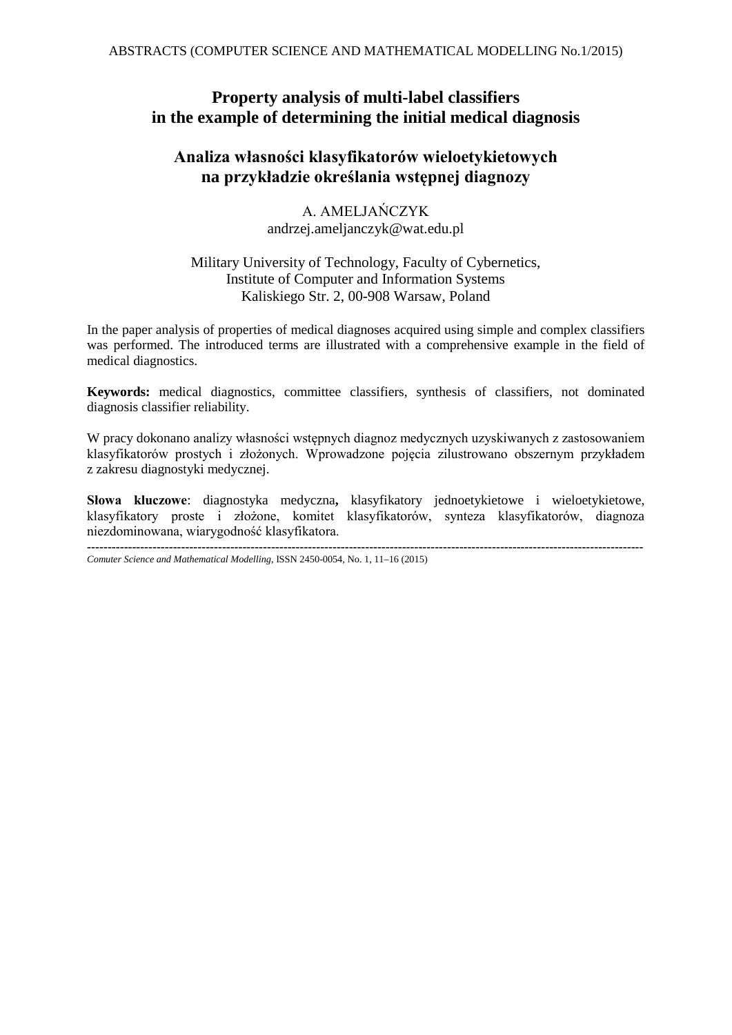# Property analysis of multi-label classifiers in the example of determining the initial medical diagnosis

# Analiza własności klasyfikatorów wieloetykietowych na przykładzie określania wstępnej diagnozy

A. AMELJAŃCZYK
andrzej.ameljanczyk@wat.edu.pl

Military University of Technology, Faculty of Cybernetics,
Institute of Computer and Information Systems
Kaliskiego Str. 2, 00-908 Warsaw, Poland

In the paper analysis of properties of medical diagnoses acquired using simple and complex classifiers was performed. The introduced terms are illustrated with a comprehensive example in the field of medical diagnostics.

**Keywords:** medical diagnostics, committee classifiers, synthesis of classifiers, not dominated diagnosis classifier reliability.

W pracy dokonano analizy własności wstępnych diagnoz medycznych uzyskiwanych z zastosowaniem klasyfikatorów prostych i złożonych. Wprowadzone pojęcia zilustrowano obszernym przykładem z zakresu diagnostyki medycznej.

**Słowa kluczowe**: diagnostyka medyczna**,** klasyfikatory jednoetykietowe i wieloetykietowe, klasyfikatory proste i złożone, komitet klasyfikatorów, synteza klasyfikatorów, diagnoza niezdominowana, wiarygodność klasyfikatora.

---

*Comuter Science and Mathematical Modelling*, ISSN 2450-0054, No. 1, 11–16 (2015)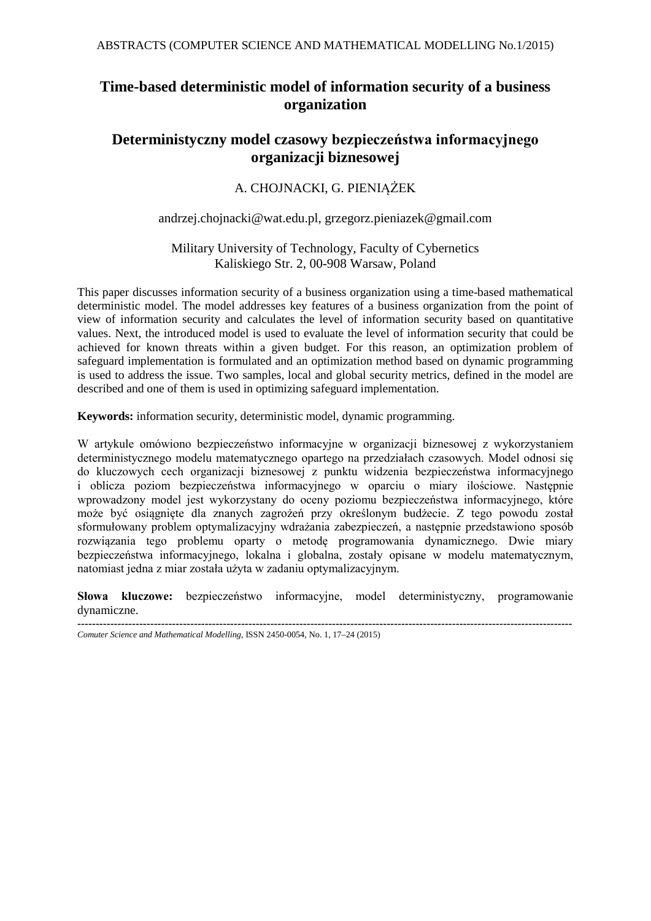# Time-based deterministic model of information security of a business organization

# Deterministyczny model czasowy bezpieczeństwa informacyjnego organizacji biznesowej

A. CHOJNACKI, G. PIENIĄŻEK

andrzej.chojnacki@wat.edu.pl, grzegorz.pieniazek@gmail.com

Military University of Technology, Faculty of Cybernetics
Kaliskiego Str. 2, 00-908 Warsaw, Poland

This paper discusses information security of a business organization using a time-based mathematical deterministic model. The model addresses key features of a business organization from the point of view of information security and calculates the level of information security based on quantitative values. Next, the introduced model is used to evaluate the level of information security that could be achieved for known threats within a given budget. For this reason, an optimization problem of safeguard implementation is formulated and an optimization method based on dynamic programming is used to address the issue. Two samples, local and global security metrics, defined in the model are described and one of them is used in optimizing safeguard implementation.

**Keywords:** information security, deterministic model, dynamic programming.

W artykule omówiono bezpieczeństwo informacyjne w organizacji biznesowej z wykorzystaniem deterministycznego modelu matematycznego opartego na przedziałach czasowych. Model odnosi się do kluczowych cech organizacji biznesowej z punktu widzenia bezpieczeństwa informacyjnego i oblicza poziom bezpieczeństwa informacyjnego w oparciu o miary ilościowe. Następnie wprowadzony model jest wykorzystany do oceny poziomu bezpieczeństwa informacyjnego, które może być osiągnięte dla znanych zagrożeń przy określonym budżecie. Z tego powodu został sformułowany problem optymalizacyjny wdrażania zabezpieczeń, a następnie przedstawiono sposób rozwiązania tego problemu oparty o metodę programowania dynamicznego. Dwie miary bezpieczeństwa informacyjnego, lokalna i globalna, zostały opisane w modelu matematycznym, natomiast jedna z miar została użyta w zadaniu optymalizacyjnym.

**Słowa kluczowe:** bezpieczeństwo informacyjne, model deterministyczny, programowanie dynamiczne.

---

*Comuter Science and Mathematical Modelling*, ISSN 2450-0054, No. 1, 17–24 (2015)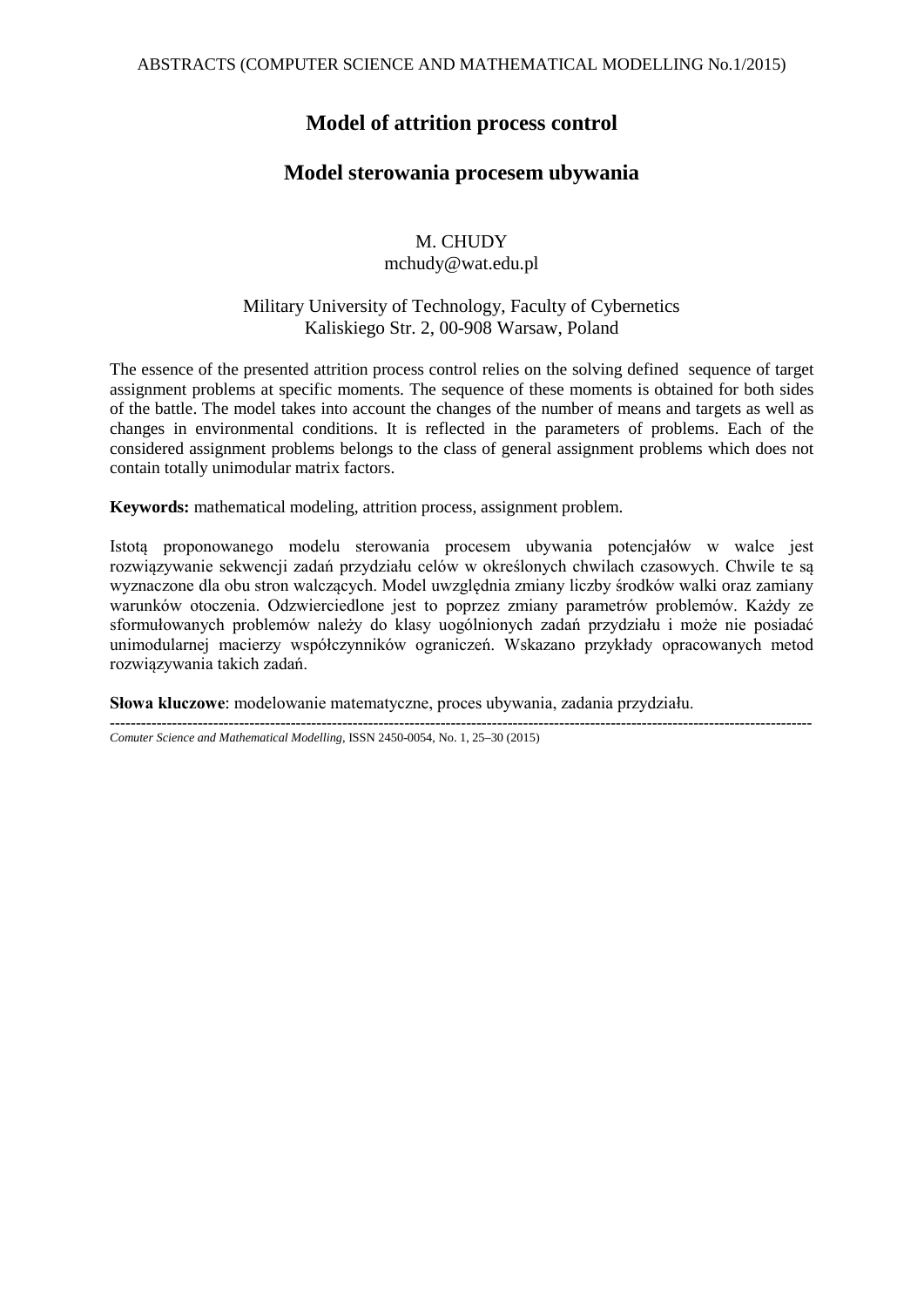# Model of attrition process control

# Model sterowania procesem ubywania

M. CHUDY
mchudy@wat.edu.pl

Military University of Technology, Faculty of Cybernetics
Kaliskiego Str. 2, 00-908 Warsaw, Poland

The essence of the presented attrition process control relies on the solving defined sequence of target assignment problems at specific moments. The sequence of these moments is obtained for both sides of the battle. The model takes into account the changes of the number of means and targets as well as changes in environmental conditions. It is reflected in the parameters of problems. Each of the considered assignment problems belongs to the class of general assignment problems which does not contain totally unimodular matrix factors.

**Keywords:** mathematical modeling, attrition process, assignment problem.

Istotą proponowanego modelu sterowania procesem ubywania potencjałów w walce jest rozwiązywanie sekwencji zadań przydziału celów w określonych chwilach czasowych. Chwile te są wyznaczone dla obu stron walczących. Model uwzględnia zmiany liczby środków walki oraz zamiany warunków otoczenia. Odzwierciedlone jest to poprzez zmiany parametrów problemów. Każdy ze sformułowanych problemów należy do klasy uogólnionych zadań przydziału i może nie posiadać unimodularnej macierzy współczynników ograniczeń. Wskazano przykłady opracowanych metod rozwiązywania takich zadań.

**Słowa kluczowe**: modelowanie matematyczne, proces ubywania, zadania przydziału.

---

*Comuter Science and Mathematical Modelling*, ISSN 2450-0054, No. 1, 25–30 (2015)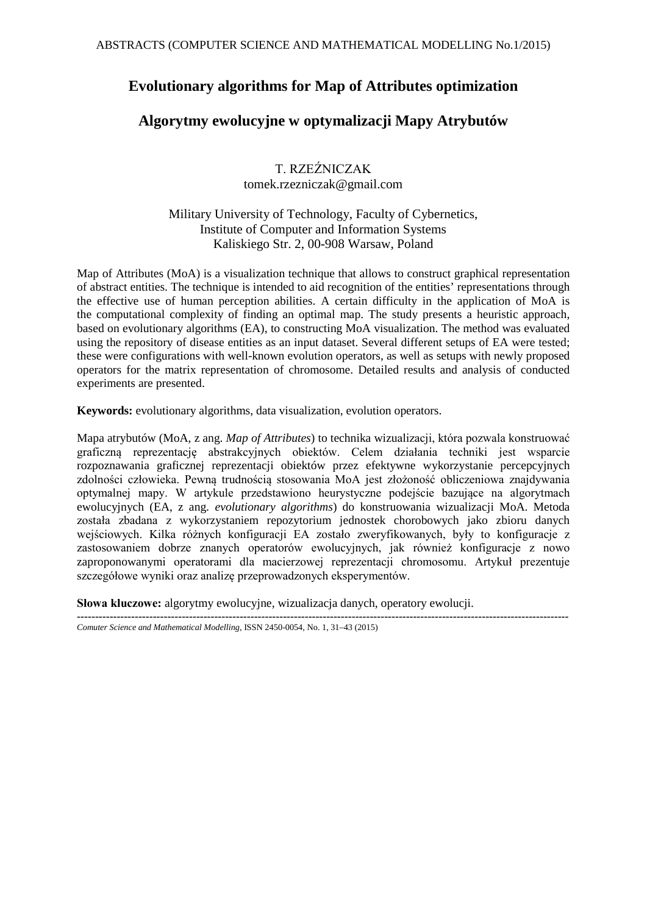# Evolutionary algorithms for Map of Attributes optimization

# Algorytmy ewolucyjne w optymalizacji Mapy Atrybutów

T. RZEŹNICZAK
tomek.rzezniczak@gmail.com

Military University of Technology, Faculty of Cybernetics,
Institute of Computer and Information Systems
Kaliskiego Str. 2, 00-908 Warsaw, Poland

Map of Attributes (MoA) is a visualization technique that allows to construct graphical representation of abstract entities. The technique is intended to aid recognition of the entities' representations through the effective use of human perception abilities. A certain difficulty in the application of MoA is the computational complexity of finding an optimal map. The study presents a heuristic approach, based on evolutionary algorithms (EA), to constructing MoA visualization. The method was evaluated using the repository of disease entities as an input dataset. Several different setups of EA were tested; these were configurations with well-known evolution operators, as well as setups with newly proposed operators for the matrix representation of chromosome. Detailed results and analysis of conducted experiments are presented.

**Keywords:** evolutionary algorithms, data visualization, evolution operators.

Mapa atrybutów (MoA, z ang. *Map of Attributes*) to technika wizualizacji, która pozwala konstruować graficzną reprezentację abstrakcyjnych obiektów. Celem działania techniki jest wsparcie rozpoznawania graficznej reprezentacji obiektów przez efektywne wykorzystanie percepcyjnych zdolności człowieka. Pewną trudnością stosowania MoA jest złożoność obliczeniowa znajdywania optymalnej mapy. W artykule przedstawiono heurystyczne podejście bazujące na algorytmach ewolucyjnych (EA, z ang. *evolutionary algorithms*) do konstruowania wizualizacji MoA. Metoda została zbadana z wykorzystaniem repozytorium jednostek chorobowych jako zbioru danych wejściowych. Kilka różnych konfiguracji EA zostało zweryfikowanych, były to konfiguracje z zastosowaniem dobrze znanych operatorów ewolucyjnych, jak również konfiguracje z nowo zaproponowanymi operatorami dla macierzowej reprezentacji chromosomu. Artykuł prezentuje szczegółowe wyniki oraz analizę przeprowadzonych eksperymentów.

**Słowa kluczowe:** algorytmy ewolucyjne, wizualizacja danych, operatory ewolucji.

---

*Comuter Science and Mathematical Modelling*, ISSN 2450-0054, No. 1, 31–43 (2015)